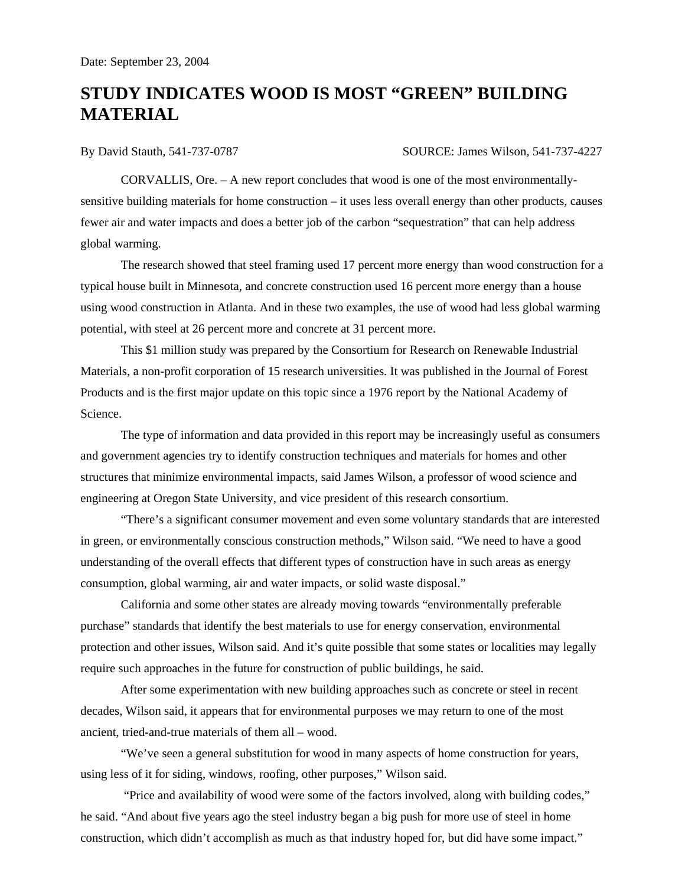Date: September 23, 2004

# STUDY INDICATES WOOD IS MOST "GREEN" BUILDING MATERIAL

By David Stauth, 541-737-0787 SOURCE: James Wilson, 541-737-4227

CORVALLIS, Ore. – A new report concludes that wood is one of the most environmentally-sensitive building materials for home construction – it uses less overall energy than other products, causes fewer air and water impacts and does a better job of the carbon "sequestration" that can help address global warming.

The research showed that steel framing used 17 percent more energy than wood construction for a typical house built in Minnesota, and concrete construction used 16 percent more energy than a house using wood construction in Atlanta. And in these two examples, the use of wood had less global warming potential, with steel at 26 percent more and concrete at 31 percent more.

This $1 million study was prepared by the Consortium for Research on Renewable Industrial Materials, a non-profit corporation of 15 research universities. It was published in the Journal of Forest Products and is the first major update on this topic since a 1976 report by the National Academy of Science.

The type of information and data provided in this report may be increasingly useful as consumers and government agencies try to identify construction techniques and materials for homes and other structures that minimize environmental impacts, said James Wilson, a professor of wood science and engineering at Oregon State University, and vice president of this research consortium.

"There's a significant consumer movement and even some voluntary standards that are interested in green, or environmentally conscious construction methods," Wilson said. "We need to have a good understanding of the overall effects that different types of construction have in such areas as energy consumption, global warming, air and water impacts, or solid waste disposal."

California and some other states are already moving towards "environmentally preferable purchase" standards that identify the best materials to use for energy conservation, environmental protection and other issues, Wilson said. And it's quite possible that some states or localities may legally require such approaches in the future for construction of public buildings, he said.

After some experimentation with new building approaches such as concrete or steel in recent decades, Wilson said, it appears that for environmental purposes we may return to one of the most ancient, tried-and-true materials of them all – wood.

"We've seen a general substitution for wood in many aspects of home construction for years, using less of it for siding, windows, roofing, other purposes," Wilson said.

"Price and availability of wood were some of the factors involved, along with building codes," he said. "And about five years ago the steel industry began a big push for more use of steel in home construction, which didn't accomplish as much as that industry hoped for, but did have some impact."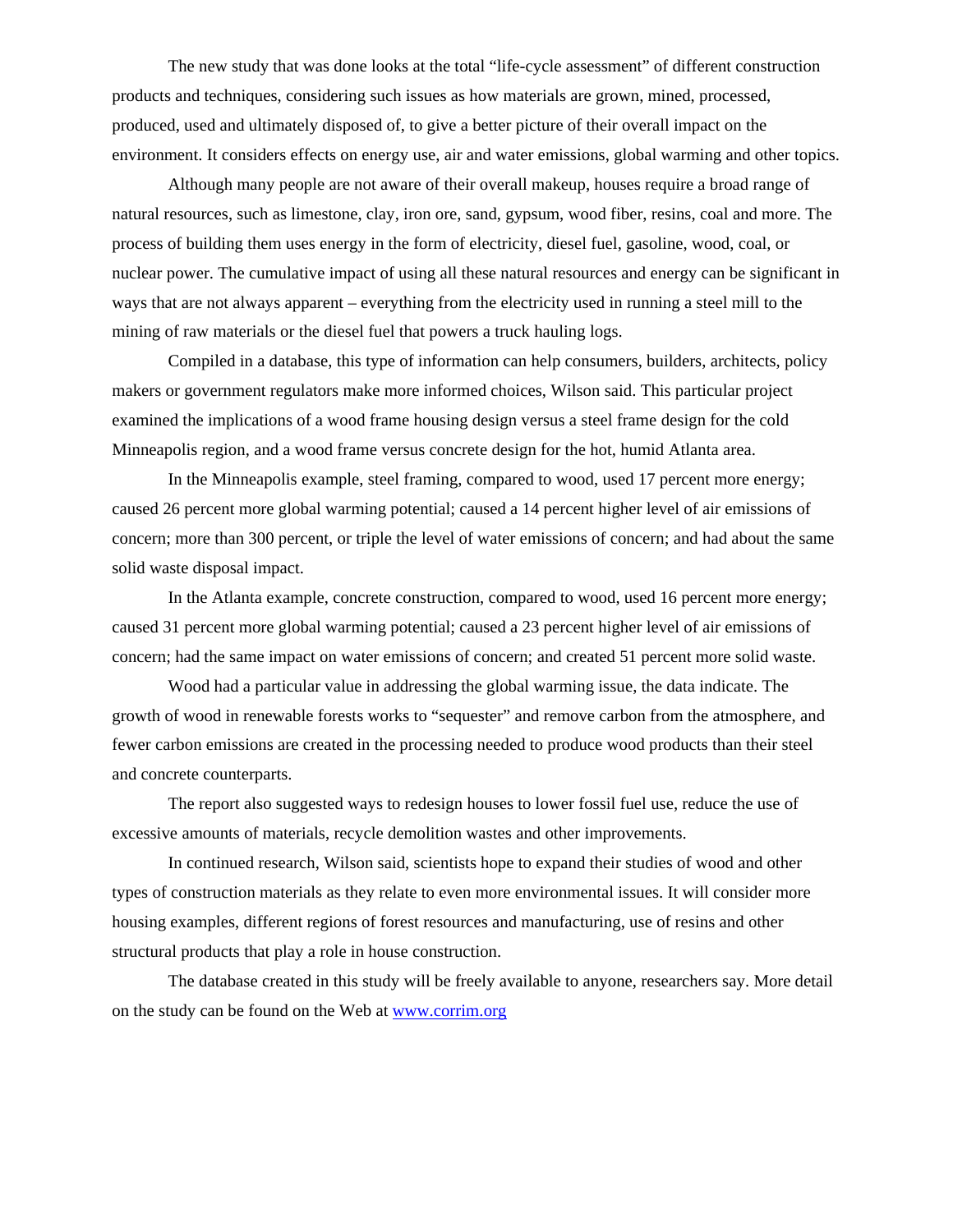The new study that was done looks at the total "life-cycle assessment" of different construction products and techniques, considering such issues as how materials are grown, mined, processed, produced, used and ultimately disposed of, to give a better picture of their overall impact on the environment. It considers effects on energy use, air and water emissions, global warming and other topics.

Although many people are not aware of their overall makeup, houses require a broad range of natural resources, such as limestone, clay, iron ore, sand, gypsum, wood fiber, resins, coal and more. The process of building them uses energy in the form of electricity, diesel fuel, gasoline, wood, coal, or nuclear power. The cumulative impact of using all these natural resources and energy can be significant in ways that are not always apparent – everything from the electricity used in running a steel mill to the mining of raw materials or the diesel fuel that powers a truck hauling logs.

Compiled in a database, this type of information can help consumers, builders, architects, policy makers or government regulators make more informed choices, Wilson said. This particular project examined the implications of a wood frame housing design versus a steel frame design for the cold Minneapolis region, and a wood frame versus concrete design for the hot, humid Atlanta area.

In the Minneapolis example, steel framing, compared to wood, used 17 percent more energy; caused 26 percent more global warming potential; caused a 14 percent higher level of air emissions of concern; more than 300 percent, or triple the level of water emissions of concern; and had about the same solid waste disposal impact.

In the Atlanta example, concrete construction, compared to wood, used 16 percent more energy; caused 31 percent more global warming potential; caused a 23 percent higher level of air emissions of concern; had the same impact on water emissions of concern; and created 51 percent more solid waste.

Wood had a particular value in addressing the global warming issue, the data indicate. The growth of wood in renewable forests works to "sequester" and remove carbon from the atmosphere, and fewer carbon emissions are created in the processing needed to produce wood products than their steel and concrete counterparts.

The report also suggested ways to redesign houses to lower fossil fuel use, reduce the use of excessive amounts of materials, recycle demolition wastes and other improvements.

In continued research, Wilson said, scientists hope to expand their studies of wood and other types of construction materials as they relate to even more environmental issues. It will consider more housing examples, different regions of forest resources and manufacturing, use of resins and other structural products that play a role in house construction.

The database created in this study will be freely available to anyone, researchers say. More detail on the study can be found on the Web at www.corrim.org